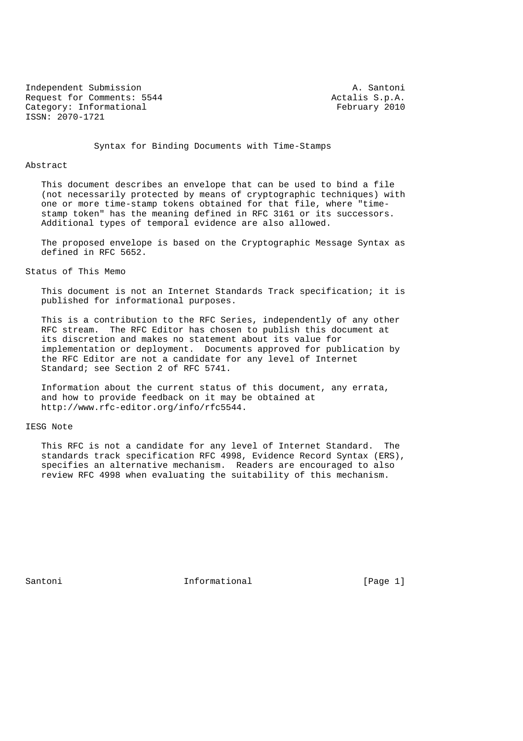Independent Submission                                        A. Santoni
Request for Comments: 5544                                Actalis S.p.A.
Category: Informational                                    February 2010
ISSN: 2070-1721

# Syntax for Binding Documents with Time-Stamps

## Abstract

This document describes an envelope that can be used to bind a file (not necessarily protected by means of cryptographic techniques) with one or more time-stamp tokens obtained for that file, where "time-stamp token" has the meaning defined in RFC 3161 or its successors. Additional types of temporal evidence are also allowed.

The proposed envelope is based on the Cryptographic Message Syntax as defined in RFC 5652.

## Status of This Memo

This document is not an Internet Standards Track specification; it is published for informational purposes.

This is a contribution to the RFC Series, independently of any other RFC stream. The RFC Editor has chosen to publish this document at its discretion and makes no statement about its value for implementation or deployment. Documents approved for publication by the RFC Editor are not a candidate for any level of Internet Standard; see Section 2 of RFC 5741.

Information about the current status of this document, any errata, and how to provide feedback on it may be obtained at http://www.rfc-editor.org/info/rfc5544.

## IESG Note

This RFC is not a candidate for any level of Internet Standard. The standards track specification RFC 4998, Evidence Record Syntax (ERS), specifies an alternative mechanism. Readers are encouraged to also review RFC 4998 when evaluating the suitability of this mechanism.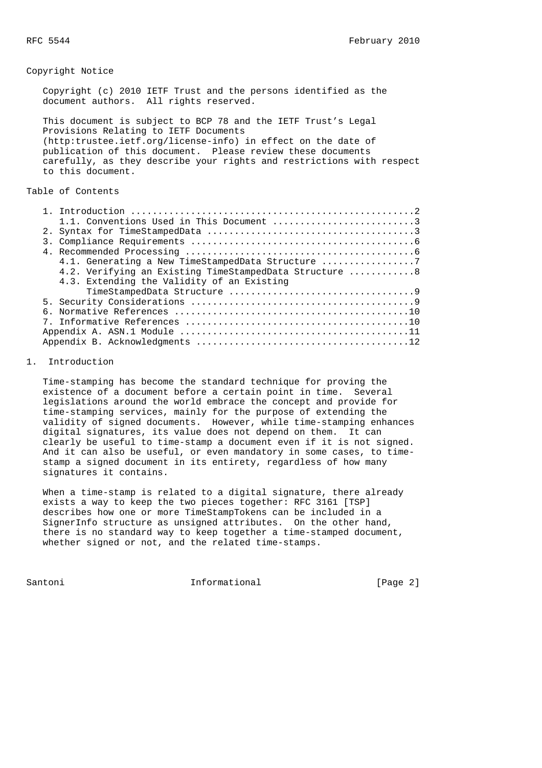## Copyright Notice

Copyright (c) 2010 IETF Trust and the persons identified as the document authors. All rights reserved.

This document is subject to BCP 78 and the IETF Trust's Legal Provisions Relating to IETF Documents (http:trustee.ietf.org/license-info) in effect on the date of publication of this document. Please review these documents carefully, as they describe your rights and restrictions with respect to this document.

## Table of Contents

```
   1. Introduction ....................................................2
      1.1. Conventions Used in This Document ..........................3
   2. Syntax for TimeStampedData ......................................3
   3. Compliance Requirements .........................................6
   4. Recommended Processing ..........................................6
      4.1. Generating a New TimeStampedData Structure .................7
      4.2. Verifying an Existing TimeStampedData Structure ............8
      4.3. Extending the Validity of an Existing
           TimeStampedData Structure ..................................9
   5. Security Considerations .........................................9
   6. Normative References ...........................................10
   7. Informative References .........................................10
   Appendix A. ASN.1 Module ..........................................11
   Appendix B. Acknowledgments .......................................12
```

## 1. Introduction

Time-stamping has become the standard technique for proving the existence of a document before a certain point in time. Several legislations around the world embrace the concept and provide for time-stamping services, mainly for the purpose of extending the validity of signed documents. However, while time-stamping enhances digital signatures, its value does not depend on them. It can clearly be useful to time-stamp a document even if it is not signed. And it can also be useful, or even mandatory in some cases, to time-stamp a signed document in its entirety, regardless of how many signatures it contains.

When a time-stamp is related to a digital signature, there already exists a way to keep the two pieces together: RFC 3161 [TSP] describes how one or more TimeStampTokens can be included in a SignerInfo structure as unsigned attributes. On the other hand, there is no standard way to keep together a time-stamped document, whether signed or not, and the related time-stamps.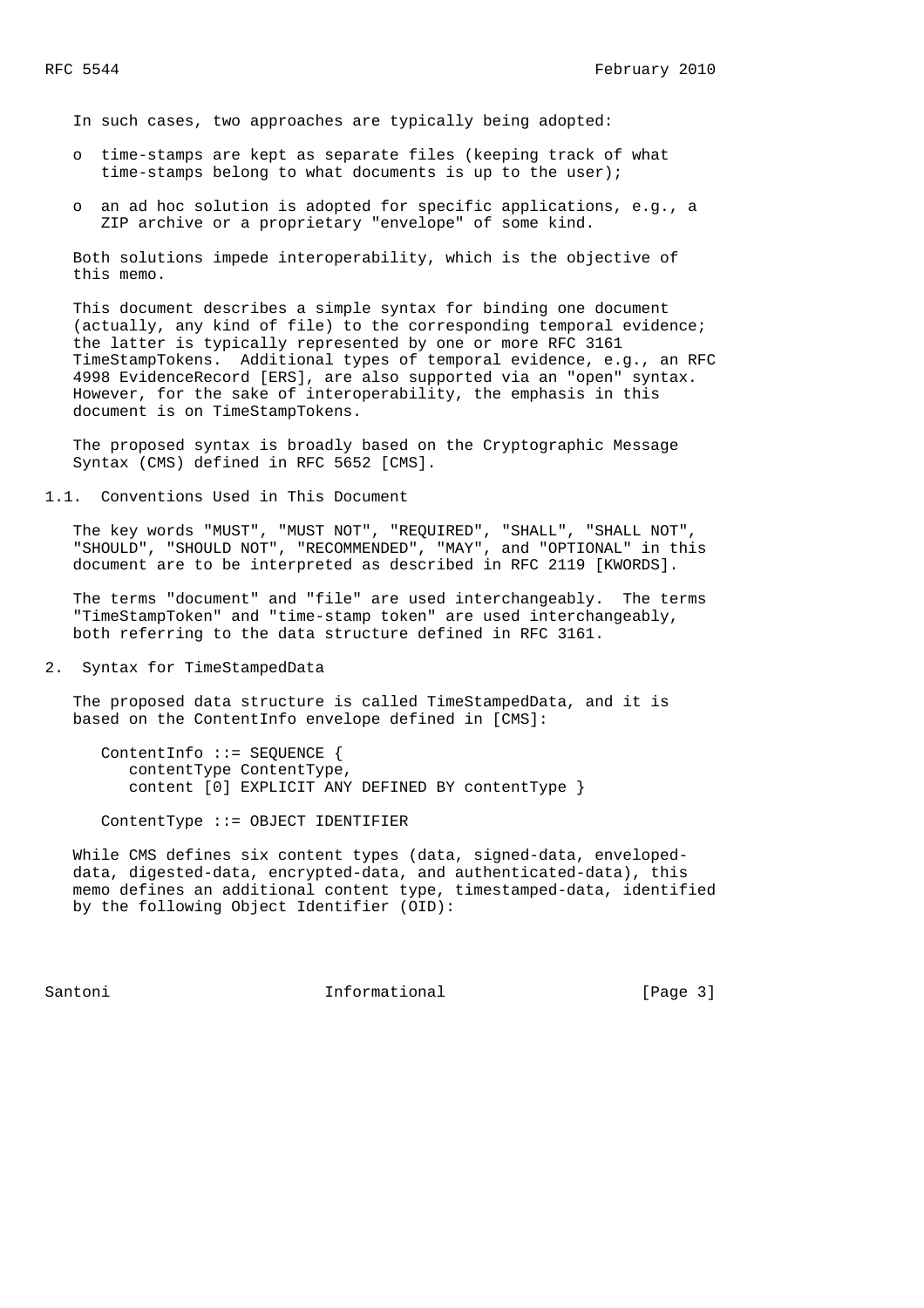In such cases, two approaches are typically being adopted:

- time-stamps are kept as separate files (keeping track of what time-stamps belong to what documents is up to the user);
- an ad hoc solution is adopted for specific applications, e.g., a ZIP archive or a proprietary "envelope" of some kind.

Both solutions impede interoperability, which is the objective of this memo.

This document describes a simple syntax for binding one document (actually, any kind of file) to the corresponding temporal evidence; the latter is typically represented by one or more RFC 3161 TimeStampTokens. Additional types of temporal evidence, e.g., an RFC 4998 EvidenceRecord [ERS], are also supported via an "open" syntax. However, for the sake of interoperability, the emphasis in this document is on TimeStampTokens.

The proposed syntax is broadly based on the Cryptographic Message Syntax (CMS) defined in RFC 5652 [CMS].

## 1.1. Conventions Used in This Document

The key words "MUST", "MUST NOT", "REQUIRED", "SHALL", "SHALL NOT", "SHOULD", "SHOULD NOT", "RECOMMENDED", "MAY", and "OPTIONAL" in this document are to be interpreted as described in RFC 2119 [KWORDS].

The terms "document" and "file" are used interchangeably. The terms "TimeStampToken" and "time-stamp token" are used interchangeably, both referring to the data structure defined in RFC 3161.

# 2. Syntax for TimeStampedData

The proposed data structure is called TimeStampedData, and it is based on the ContentInfo envelope defined in [CMS]:

```
ContentInfo ::= SEQUENCE {
   contentType ContentType,
   content [0] EXPLICIT ANY DEFINED BY contentType }

ContentType ::= OBJECT IDENTIFIER
```

While CMS defines six content types (data, signed-data, enveloped-data, digested-data, encrypted-data, and authenticated-data), this memo defines an additional content type, timestamped-data, identified by the following Object Identifier (OID):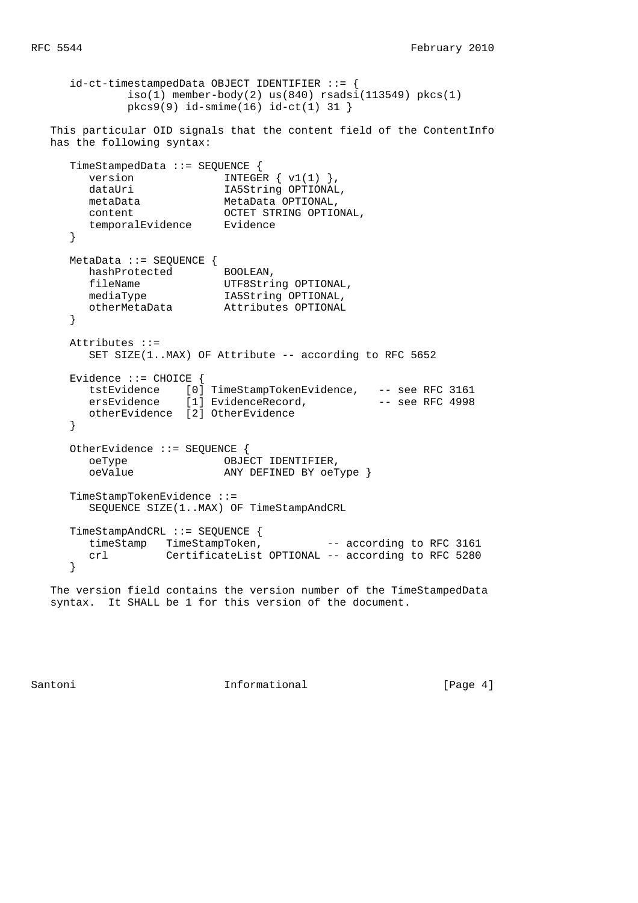```
id-ct-timestampedData OBJECT IDENTIFIER ::= {
        iso(1) member-body(2) us(840) rsadsi(113549) pkcs(1)
        pkcs9(9) id-smime(16) id-ct(1) 31 }
```

This particular OID signals that the content field of the ContentInfo has the following syntax:

```
TimeStampedData ::= SEQUENCE {
   version              INTEGER { v1(1) },
   dataUri              IA5String OPTIONAL,
   metaData             MetaData OPTIONAL,
   content              OCTET STRING OPTIONAL,
   temporalEvidence     Evidence
}

MetaData ::= SEQUENCE {
   hashProtected        BOOLEAN,
   fileName             UTF8String OPTIONAL,
   mediaType            IA5String OPTIONAL,
   otherMetaData        Attributes OPTIONAL
}

Attributes ::=
   SET SIZE(1..MAX) OF Attribute -- according to RFC 5652

Evidence ::= CHOICE {
   tstEvidence    [0] TimeStampTokenEvidence,   -- see RFC 3161
   ersEvidence    [1] EvidenceRecord,           -- see RFC 4998
   otherEvidence  [2] OtherEvidence
}

OtherEvidence ::= SEQUENCE {
   oeType               OBJECT IDENTIFIER,
   oeValue              ANY DEFINED BY oeType }

TimeStampTokenEvidence ::=
   SEQUENCE SIZE(1..MAX) OF TimeStampAndCRL

TimeStampAndCRL ::= SEQUENCE {
   timeStamp   TimeStampToken,          -- according to RFC 3161
   crl         CertificateList OPTIONAL -- according to RFC 5280
}
```

The version field contains the version number of the TimeStampedData syntax. It SHALL be 1 for this version of the document.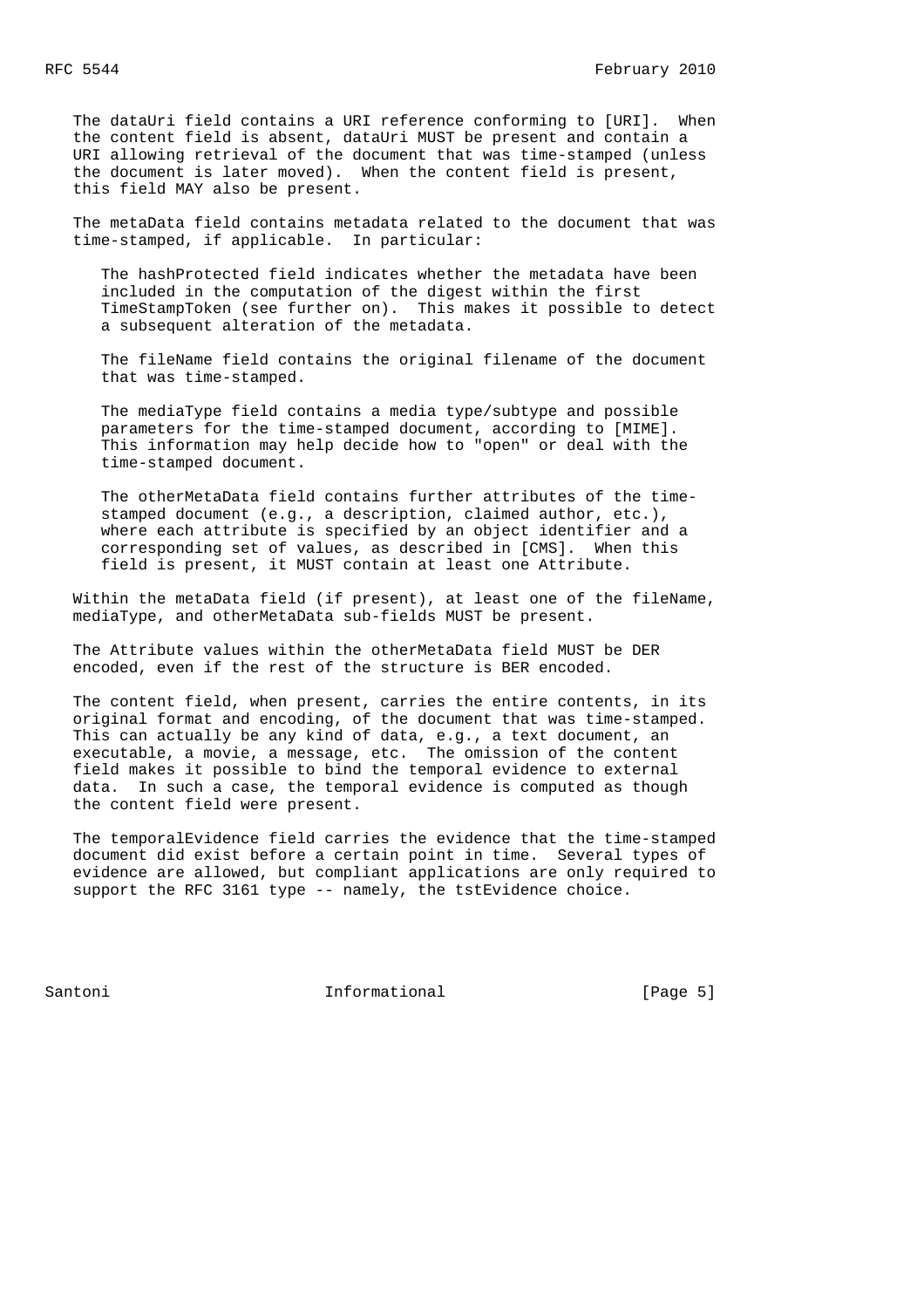The dataUri field contains a URI reference conforming to [URI]. When the content field is absent, dataUri MUST be present and contain a URI allowing retrieval of the document that was time-stamped (unless the document is later moved). When the content field is present, this field MAY also be present.

The metaData field contains metadata related to the document that was time-stamped, if applicable. In particular:

> The hashProtected field indicates whether the metadata have been included in the computation of the digest within the first TimeStampToken (see further on). This makes it possible to detect a subsequent alteration of the metadata.
>
> The fileName field contains the original filename of the document that was time-stamped.
>
> The mediaType field contains a media type/subtype and possible parameters for the time-stamped document, according to [MIME]. This information may help decide how to "open" or deal with the time-stamped document.
>
> The otherMetaData field contains further attributes of the time-stamped document (e.g., a description, claimed author, etc.), where each attribute is specified by an object identifier and a corresponding set of values, as described in [CMS]. When this field is present, it MUST contain at least one Attribute.

Within the metaData field (if present), at least one of the fileName, mediaType, and otherMetaData sub-fields MUST be present.

The Attribute values within the otherMetaData field MUST be DER encoded, even if the rest of the structure is BER encoded.

The content field, when present, carries the entire contents, in its original format and encoding, of the document that was time-stamped. This can actually be any kind of data, e.g., a text document, an executable, a movie, a message, etc. The omission of the content field makes it possible to bind the temporal evidence to external data. In such a case, the temporal evidence is computed as though the content field were present.

The temporalEvidence field carries the evidence that the time-stamped document did exist before a certain point in time. Several types of evidence are allowed, but compliant applications are only required to support the RFC 3161 type -- namely, the tstEvidence choice.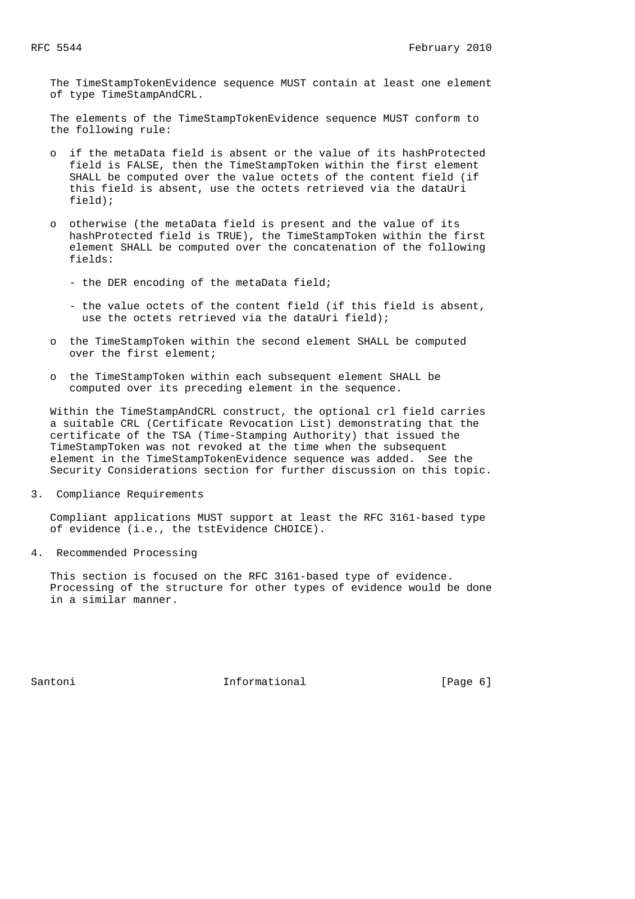The TimeStampTokenEvidence sequence MUST contain at least one element of type TimeStampAndCRL.

The elements of the TimeStampTokenEvidence sequence MUST conform to the following rule:

- if the metaData field is absent or the value of its hashProtected field is FALSE, then the TimeStampToken within the first element SHALL be computed over the value octets of the content field (if this field is absent, use the octets retrieved via the dataUri field);

- otherwise (the metaData field is present and the value of its hashProtected field is TRUE), the TimeStampToken within the first element SHALL be computed over the concatenation of the following fields:

  - the DER encoding of the metaData field;

  - the value octets of the content field (if this field is absent, use the octets retrieved via the dataUri field);

- the TimeStampToken within the second element SHALL be computed over the first element;

- the TimeStampToken within each subsequent element SHALL be computed over its preceding element in the sequence.

Within the TimeStampAndCRL construct, the optional crl field carries a suitable CRL (Certificate Revocation List) demonstrating that the certificate of the TSA (Time-Stamping Authority) that issued the TimeStampToken was not revoked at the time when the subsequent element in the TimeStampTokenEvidence sequence was added. See the Security Considerations section for further discussion on this topic.

## 3. Compliance Requirements

Compliant applications MUST support at least the RFC 3161-based type of evidence (i.e., the tstEvidence CHOICE).

## 4. Recommended Processing

This section is focused on the RFC 3161-based type of evidence. Processing of the structure for other types of evidence would be done in a similar manner.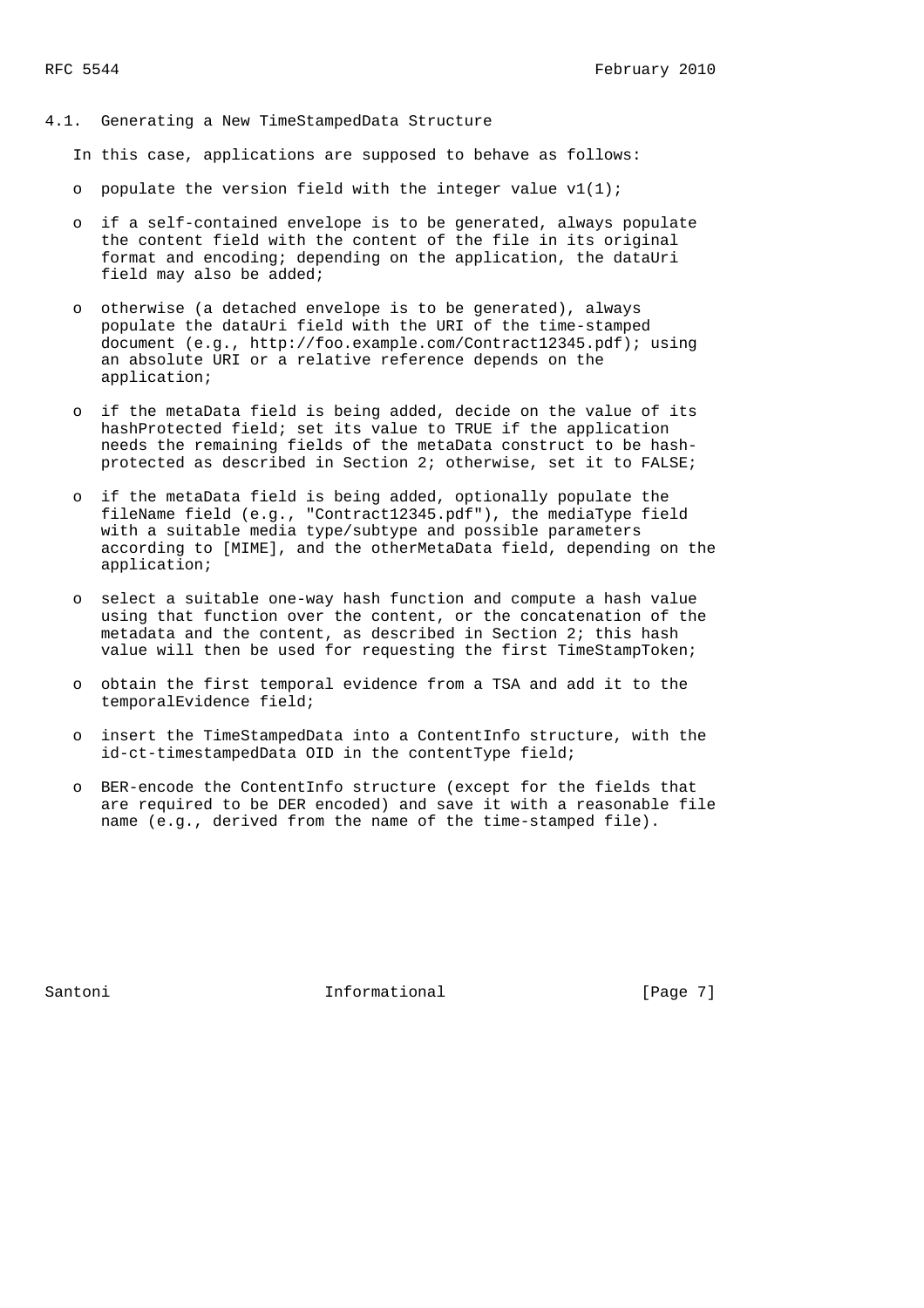### 4.1. Generating a New TimeStampedData Structure

In this case, applications are supposed to behave as follows:

- populate the version field with the integer value v1(1);
- if a self-contained envelope is to be generated, always populate the content field with the content of the file in its original format and encoding; depending on the application, the dataUri field may also be added;
- otherwise (a detached envelope is to be generated), always populate the dataUri field with the URI of the time-stamped document (e.g., http://foo.example.com/Contract12345.pdf); using an absolute URI or a relative reference depends on the application;
- if the metaData field is being added, decide on the value of its hashProtected field; set its value to TRUE if the application needs the remaining fields of the metaData construct to be hash-protected as described in Section 2; otherwise, set it to FALSE;
- if the metaData field is being added, optionally populate the fileName field (e.g., "Contract12345.pdf"), the mediaType field with a suitable media type/subtype and possible parameters according to [MIME], and the otherMetaData field, depending on the application;
- select a suitable one-way hash function and compute a hash value using that function over the content, or the concatenation of the metadata and the content, as described in Section 2; this hash value will then be used for requesting the first TimeStampToken;
- obtain the first temporal evidence from a TSA and add it to the temporalEvidence field;
- insert the TimeStampedData into a ContentInfo structure, with the id-ct-timestampedData OID in the contentType field;
- BER-encode the ContentInfo structure (except for the fields that are required to be DER encoded) and save it with a reasonable file name (e.g., derived from the name of the time-stamped file).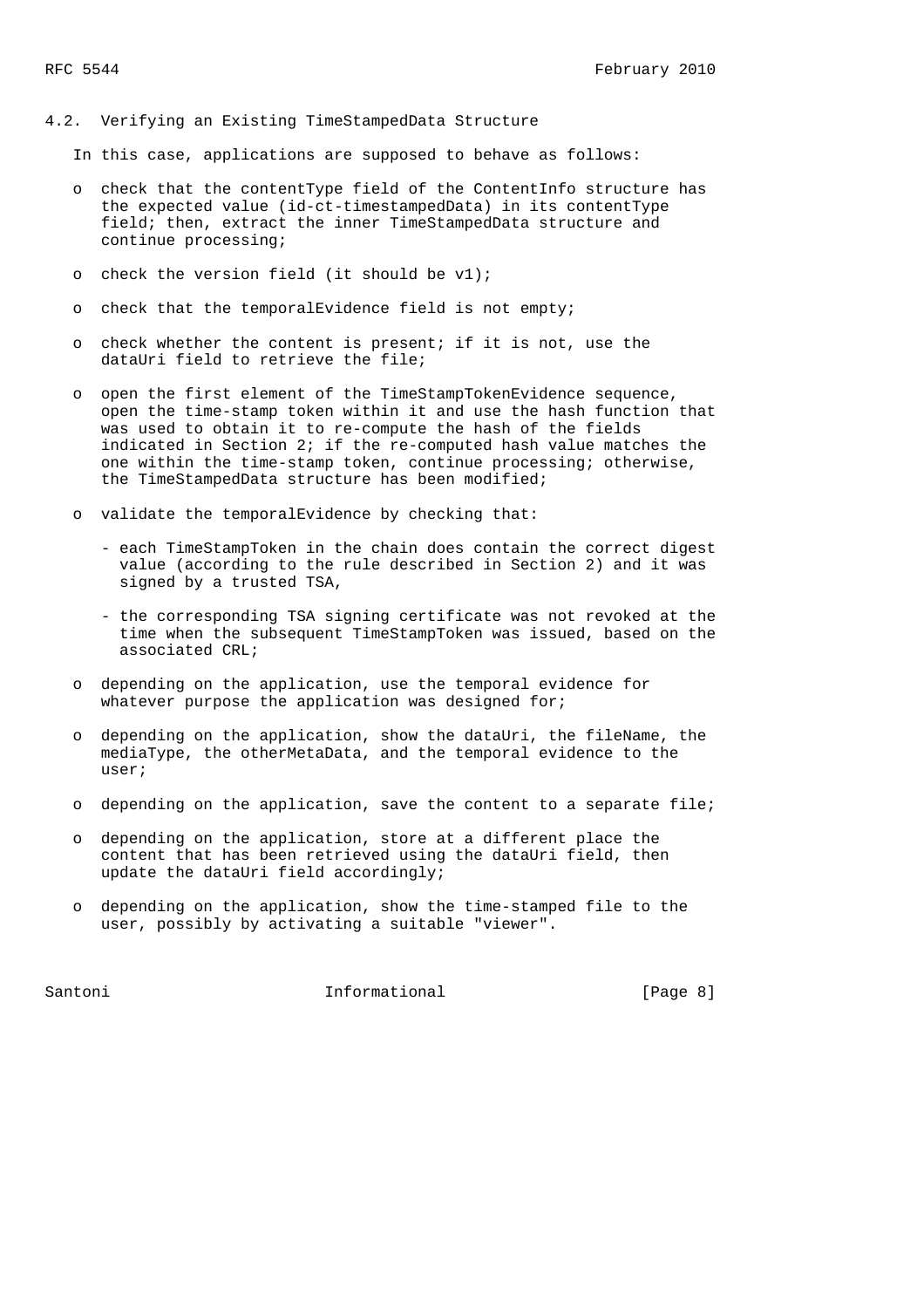### 4.2. Verifying an Existing TimeStampedData Structure

In this case, applications are supposed to behave as follows:

- check that the contentType field of the ContentInfo structure has the expected value (id-ct-timestampedData) in its contentType field; then, extract the inner TimeStampedData structure and continue processing;
- check the version field (it should be v1);
- check that the temporalEvidence field is not empty;
- check whether the content is present; if it is not, use the dataUri field to retrieve the file;
- open the first element of the TimeStampTokenEvidence sequence, open the time-stamp token within it and use the hash function that was used to obtain it to re-compute the hash of the fields indicated in Section 2; if the re-computed hash value matches the one within the time-stamp token, continue processing; otherwise, the TimeStampedData structure has been modified;
- validate the temporalEvidence by checking that:
  - each TimeStampToken in the chain does contain the correct digest value (according to the rule described in Section 2) and it was signed by a trusted TSA,
  - the corresponding TSA signing certificate was not revoked at the time when the subsequent TimeStampToken was issued, based on the associated CRL;
- depending on the application, use the temporal evidence for whatever purpose the application was designed for;
- depending on the application, show the dataUri, the fileName, the mediaType, the otherMetaData, and the temporal evidence to the user;
- depending on the application, save the content to a separate file;
- depending on the application, store at a different place the content that has been retrieved using the dataUri field, then update the dataUri field accordingly;
- depending on the application, show the time-stamped file to the user, possibly by activating a suitable "viewer".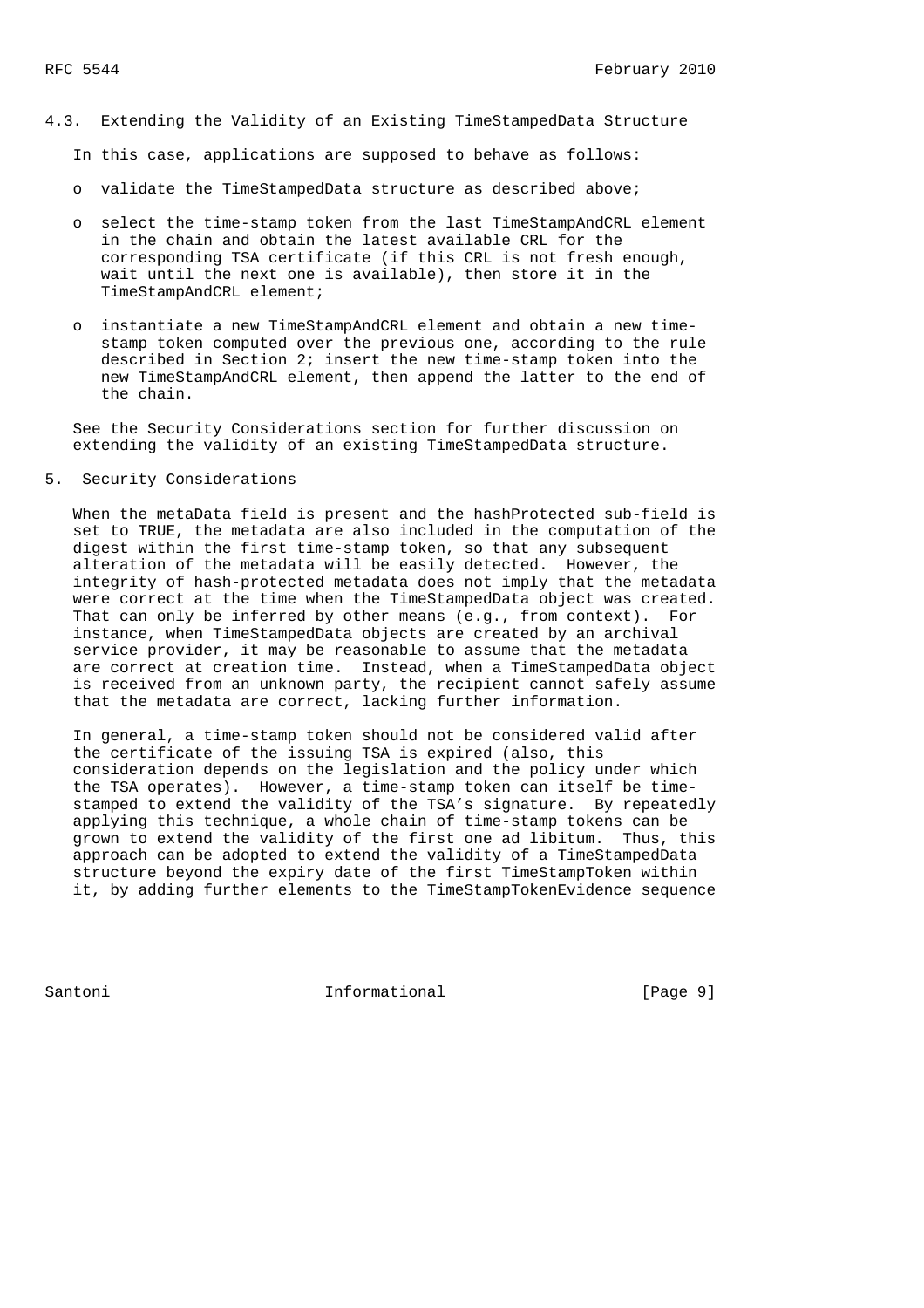### 4.3. Extending the Validity of an Existing TimeStampedData Structure

In this case, applications are supposed to behave as follows:

- validate the TimeStampedData structure as described above;
- select the time-stamp token from the last TimeStampAndCRL element in the chain and obtain the latest available CRL for the corresponding TSA certificate (if this CRL is not fresh enough, wait until the next one is available), then store it in the TimeStampAndCRL element;
- instantiate a new TimeStampAndCRL element and obtain a new time-stamp token computed over the previous one, according to the rule described in Section 2; insert the new time-stamp token into the new TimeStampAndCRL element, then append the latter to the end of the chain.

See the Security Considerations section for further discussion on extending the validity of an existing TimeStampedData structure.

## 5. Security Considerations

When the metaData field is present and the hashProtected sub-field is set to TRUE, the metadata are also included in the computation of the digest within the first time-stamp token, so that any subsequent alteration of the metadata will be easily detected. However, the integrity of hash-protected metadata does not imply that the metadata were correct at the time when the TimeStampedData object was created. That can only be inferred by other means (e.g., from context). For instance, when TimeStampedData objects are created by an archival service provider, it may be reasonable to assume that the metadata are correct at creation time. Instead, when a TimeStampedData object is received from an unknown party, the recipient cannot safely assume that the metadata are correct, lacking further information.

In general, a time-stamp token should not be considered valid after the certificate of the issuing TSA is expired (also, this consideration depends on the legislation and the policy under which the TSA operates). However, a time-stamp token can itself be time-stamped to extend the validity of the TSA's signature. By repeatedly applying this technique, a whole chain of time-stamp tokens can be grown to extend the validity of the first one ad libitum. Thus, this approach can be adopted to extend the validity of a TimeStampedData structure beyond the expiry date of the first TimeStampToken within it, by adding further elements to the TimeStampTokenEvidence sequence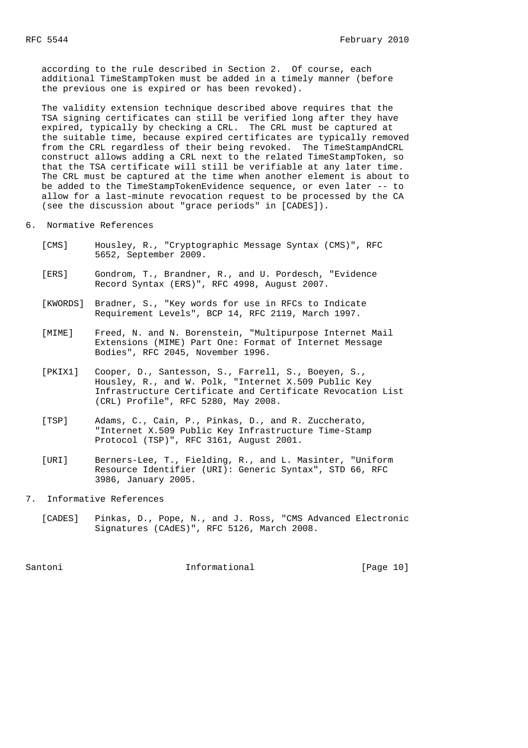according to the rule described in Section 2. Of course, each additional TimeStampToken must be added in a timely manner (before the previous one is expired or has been revoked).

The validity extension technique described above requires that the TSA signing certificates can still be verified long after they have expired, typically by checking a CRL. The CRL must be captured at the suitable time, because expired certificates are typically removed from the CRL regardless of their being revoked. The TimeStampAndCRL construct allows adding a CRL next to the related TimeStampToken, so that the TSA certificate will still be verifiable at any later time. The CRL must be captured at the time when another element is about to be added to the TimeStampTokenEvidence sequence, or even later -- to allow for a last-minute revocation request to be processed by the CA (see the discussion about "grace periods" in [CADES]).

## 6. Normative References

[CMS] Housley, R., "Cryptographic Message Syntax (CMS)", RFC 5652, September 2009.

[ERS] Gondrom, T., Brandner, R., and U. Pordesch, "Evidence Record Syntax (ERS)", RFC 4998, August 2007.

[KWORDS] Bradner, S., "Key words for use in RFCs to Indicate Requirement Levels", BCP 14, RFC 2119, March 1997.

[MIME] Freed, N. and N. Borenstein, "Multipurpose Internet Mail Extensions (MIME) Part One: Format of Internet Message Bodies", RFC 2045, November 1996.

[PKIX1] Cooper, D., Santesson, S., Farrell, S., Boeyen, S., Housley, R., and W. Polk, "Internet X.509 Public Key Infrastructure Certificate and Certificate Revocation List (CRL) Profile", RFC 5280, May 2008.

[TSP] Adams, C., Cain, P., Pinkas, D., and R. Zuccherato, "Internet X.509 Public Key Infrastructure Time-Stamp Protocol (TSP)", RFC 3161, August 2001.

[URI] Berners-Lee, T., Fielding, R., and L. Masinter, "Uniform Resource Identifier (URI): Generic Syntax", STD 66, RFC 3986, January 2005.

## 7. Informative References

[CADES] Pinkas, D., Pope, N., and J. Ross, "CMS Advanced Electronic Signatures (CAdES)", RFC 5126, March 2008.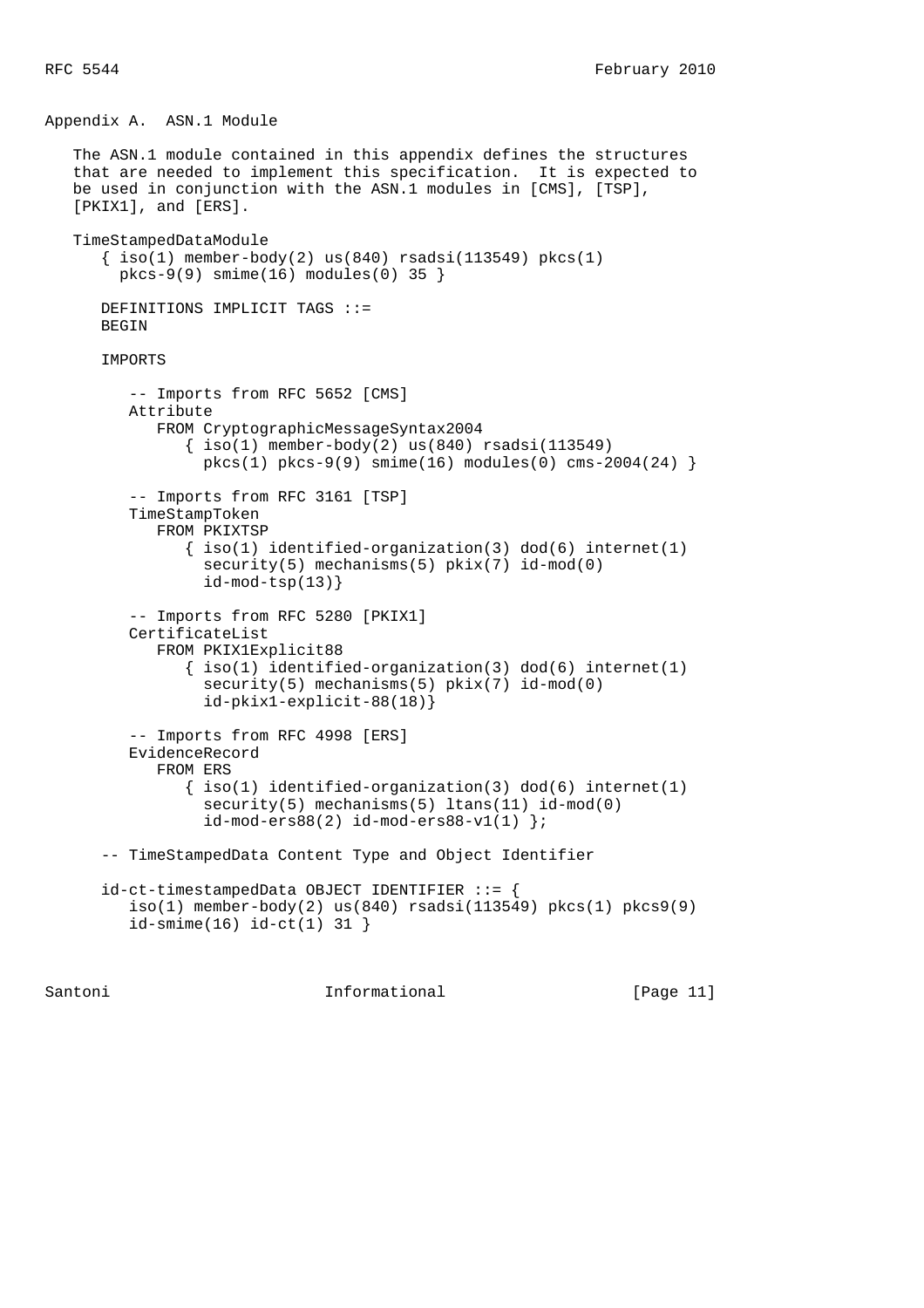## Appendix A. ASN.1 Module

The ASN.1 module contained in this appendix defines the structures that are needed to implement this specification. It is expected to be used in conjunction with the ASN.1 modules in [CMS], [TSP], [PKIX1], and [ERS].

```
TimeStampedDataModule
   { iso(1) member-body(2) us(840) rsadsi(113549) pkcs(1)
     pkcs-9(9) smime(16) modules(0) 35 }

   DEFINITIONS IMPLICIT TAGS ::=
   BEGIN

   IMPORTS

      -- Imports from RFC 5652 [CMS]
      Attribute
         FROM CryptographicMessageSyntax2004
            { iso(1) member-body(2) us(840) rsadsi(113549)
              pkcs(1) pkcs-9(9) smime(16) modules(0) cms-2004(24) }

      -- Imports from RFC 3161 [TSP]
      TimeStampToken
         FROM PKIXTSP
            { iso(1) identified-organization(3) dod(6) internet(1)
              security(5) mechanisms(5) pkix(7) id-mod(0)
              id-mod-tsp(13)}

      -- Imports from RFC 5280 [PKIX1]
      CertificateList
         FROM PKIX1Explicit88
            { iso(1) identified-organization(3) dod(6) internet(1)
              security(5) mechanisms(5) pkix(7) id-mod(0)
              id-pkix1-explicit-88(18)}

      -- Imports from RFC 4998 [ERS]
      EvidenceRecord
         FROM ERS
            { iso(1) identified-organization(3) dod(6) internet(1)
              security(5) mechanisms(5) ltans(11) id-mod(0)
              id-mod-ers88(2) id-mod-ers88-v1(1) };

   -- TimeStampedData Content Type and Object Identifier

   id-ct-timestampedData OBJECT IDENTIFIER ::= {
      iso(1) member-body(2) us(840) rsadsi(113549) pkcs(1) pkcs9(9)
      id-smime(16) id-ct(1) 31 }
```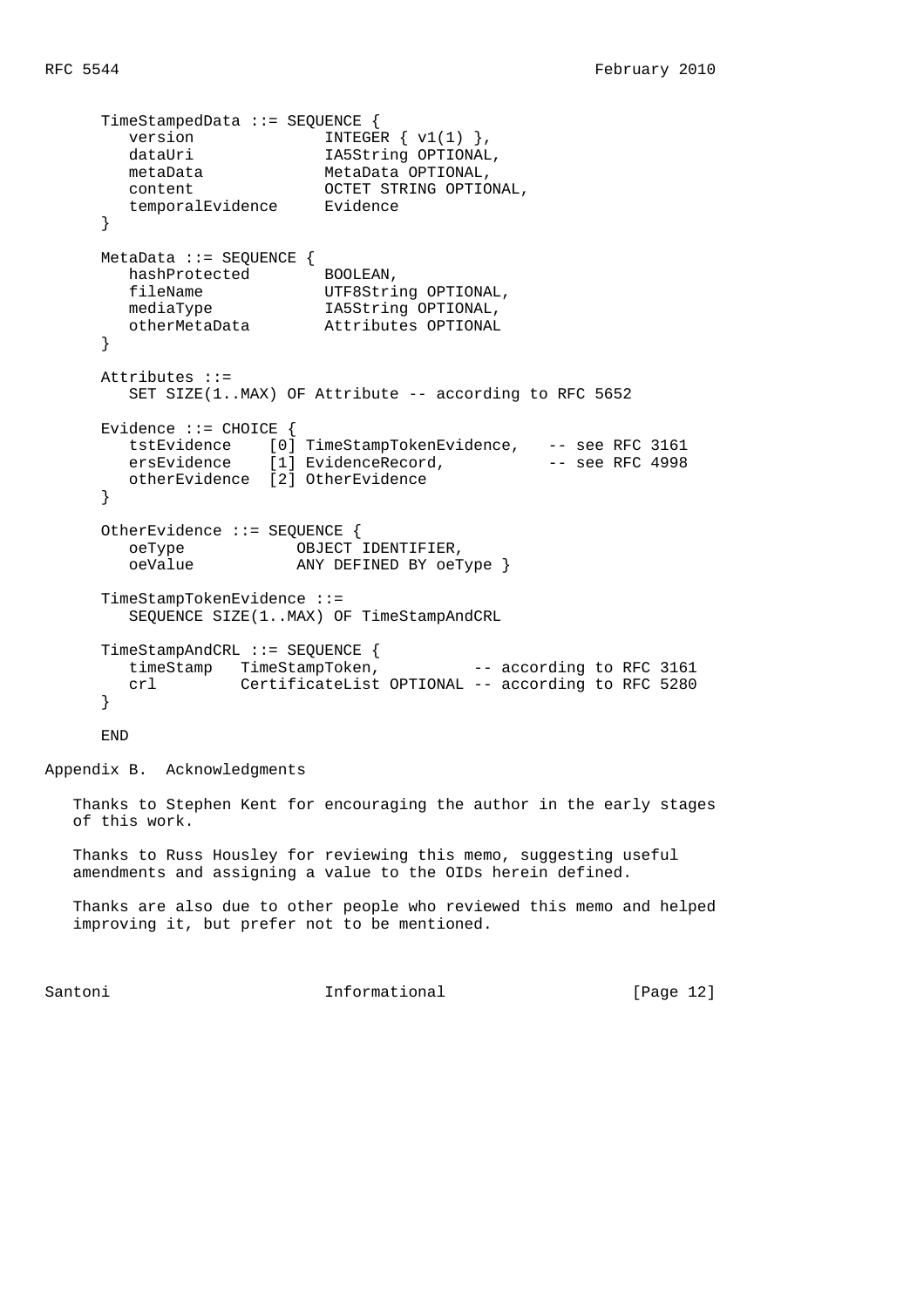```
   TimeStampedData ::= SEQUENCE {
      version              INTEGER { v1(1) },
      dataUri              IA5String OPTIONAL,
      metaData             MetaData OPTIONAL,
      content              OCTET STRING OPTIONAL,
      temporalEvidence     Evidence
   }

   MetaData ::= SEQUENCE {
      hashProtected        BOOLEAN,
      fileName             UTF8String OPTIONAL,
      mediaType            IA5String OPTIONAL,
      otherMetaData        Attributes OPTIONAL
   }

   Attributes ::=
      SET SIZE(1..MAX) OF Attribute -- according to RFC 5652

   Evidence ::= CHOICE {
      tstEvidence    [0] TimeStampTokenEvidence,   -- see RFC 3161
      ersEvidence    [1] EvidenceRecord,           -- see RFC 4998
      otherEvidence  [2] OtherEvidence
   }

   OtherEvidence ::= SEQUENCE {
      oeType            OBJECT IDENTIFIER,
      oeValue           ANY DEFINED BY oeType }

   TimeStampTokenEvidence ::=
      SEQUENCE SIZE(1..MAX) OF TimeStampAndCRL

   TimeStampAndCRL ::= SEQUENCE {
      timeStamp   TimeStampToken,          -- according to RFC 3161
      crl         CertificateList OPTIONAL -- according to RFC 5280
   }

   END
```

## Appendix B. Acknowledgments

Thanks to Stephen Kent for encouraging the author in the early stages of this work.

Thanks to Russ Housley for reviewing this memo, suggesting useful amendments and assigning a value to the OIDs herein defined.

Thanks are also due to other people who reviewed this memo and helped improving it, but prefer not to be mentioned.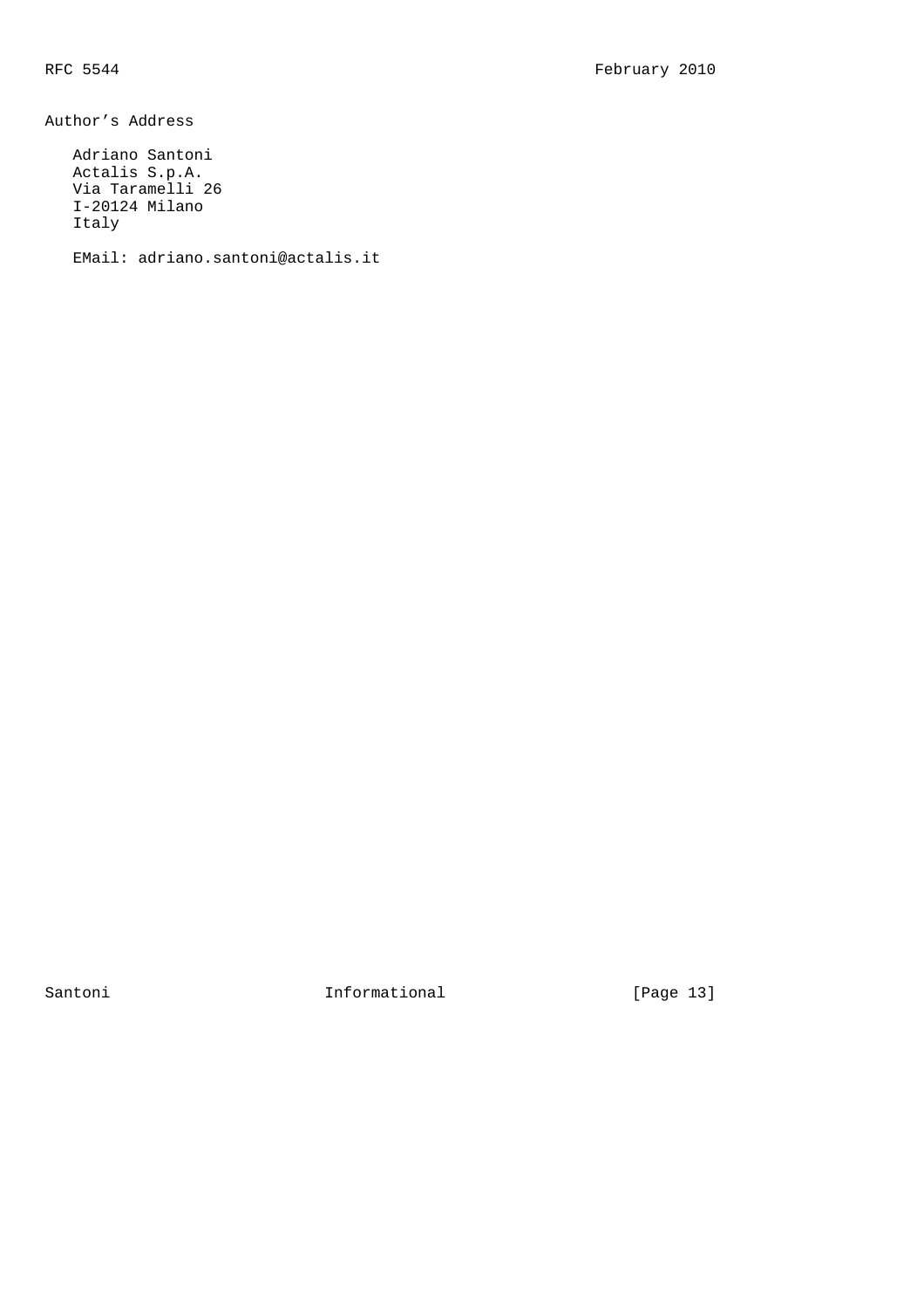## Author's Address

Adriano Santoni
Actalis S.p.A.
Via Taramelli 26
I-20124 Milano
Italy

EMail: adriano.santoni@actalis.it